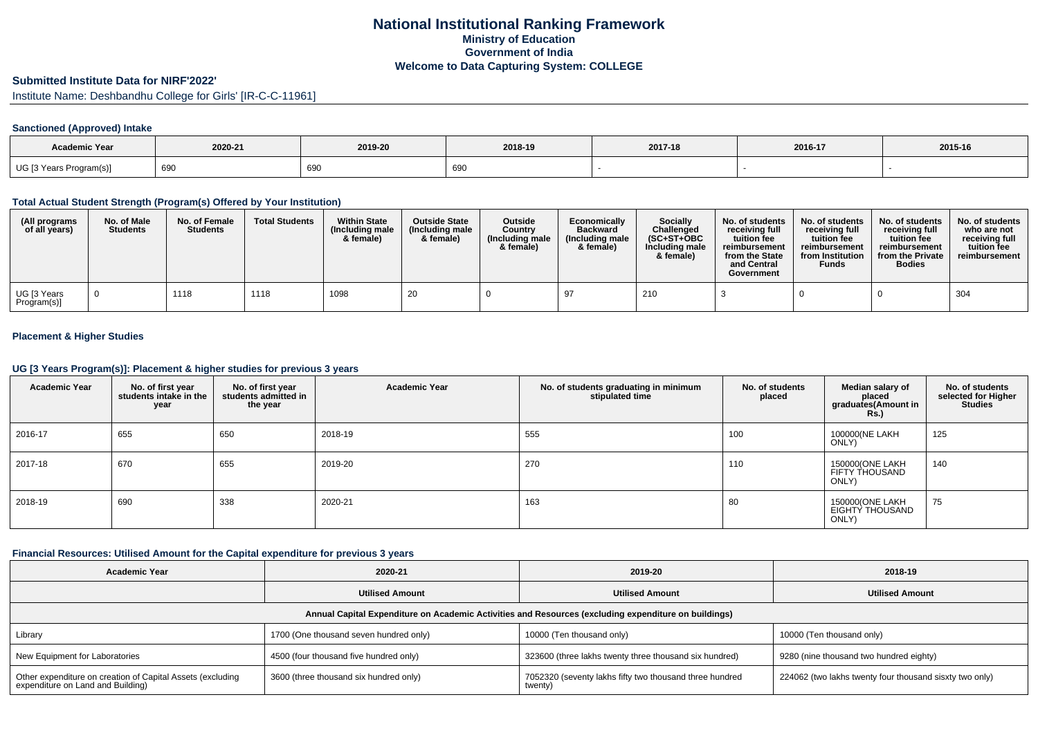# National Institutional Ranking Framework
## Ministry of Education
## Government of India
## Welcome to Data Capturing System: COLLEGE

### Submitted Institute Data for NIRF'2022'

Institute Name: Deshbandhu College for Girls' [IR-C-C-11961]

#### Sanctioned (Approved) Intake

| Academic Year | 2020-21 | 2019-20 | 2018-19 | 2017-18 | 2016-17 | 2015-16 |
|---|---|---|---|---|---|---|
| UG [3 Years Program(s)] | 690 | 690 | 690 | - | - | - |

#### Total Actual Student Strength (Program(s) Offered by Your Institution)

| (All programs of all years) | No. of Male Students | No. of Female Students | Total Students | Within State (Including male & female) | Outside State (Including male & female) | Outside Country (Including male & female) | Economically Backward (Including male & female) | Socially Challenged (SC+ST+OBC Including male & female) | No. of students receiving full tuition fee reimbursement from the State and Central Government | No. of students receiving full tuition fee reimbursement from Institution Funds | No. of students receiving full tuition fee reimbursement from the Private Bodies | No. of students who are not receiving full tuition fee reimbursement |
|---|---|---|---|---|---|---|---|---|---|---|---|---|
| UG [3 Years Program(s)] | 0 | 1118 | 1118 | 1098 | 20 | 0 | 97 | 210 | 3 | 0 | 0 | 304 |

#### Placement & Higher Studies

#### UG [3 Years Program(s)]: Placement & higher studies for previous 3 years

| Academic Year | No. of first year students intake in the year | No. of first year students admitted in the year | Academic Year | No. of students graduating in minimum stipulated time | No. of students placed | Median salary of placed graduates(Amount in Rs.) | No. of students selected for Higher Studies |
|---|---|---|---|---|---|---|---|
| 2016-17 | 655 | 650 | 2018-19 | 555 | 100 | 100000(NE LAKH ONLY) | 125 |
| 2017-18 | 670 | 655 | 2019-20 | 270 | 110 | 150000(ONE LAKH FIFTY THOUSAND ONLY) | 140 |
| 2018-19 | 690 | 338 | 2020-21 | 163 | 80 | 150000(ONE LAKH EIGHTY THOUSAND ONLY) | 75 |

#### Financial Resources: Utilised Amount for the Capital expenditure for previous 3 years

| Academic Year | 2020-21 | 2019-20 | 2018-19 |
|---|---|---|---|
| | Utilised Amount | Utilised Amount | Utilised Amount |
| Annual Capital Expenditure on Academic Activities and Resources (excluding expenditure on buildings) | | | |
| Library | 1700 (One thousand seven hundred only) | 10000 (Ten thousand only) | 10000 (Ten thousand only) |
| New Equipment for Laboratories | 4500 (four thousand five hundred only) | 323600 (three lakhs twenty three thousand six hundred) | 9280 (nine thousand two hundred eighty) |
| Other expenditure on creation of Capital Assets (excluding expenditure on Land and Building) | 3600 (three thousand six hundred only) | 7052320 (seventy lakhs fifty two thousand three hundred twenty) | 224062 (two lakhs twenty four thousand sisxty two only) |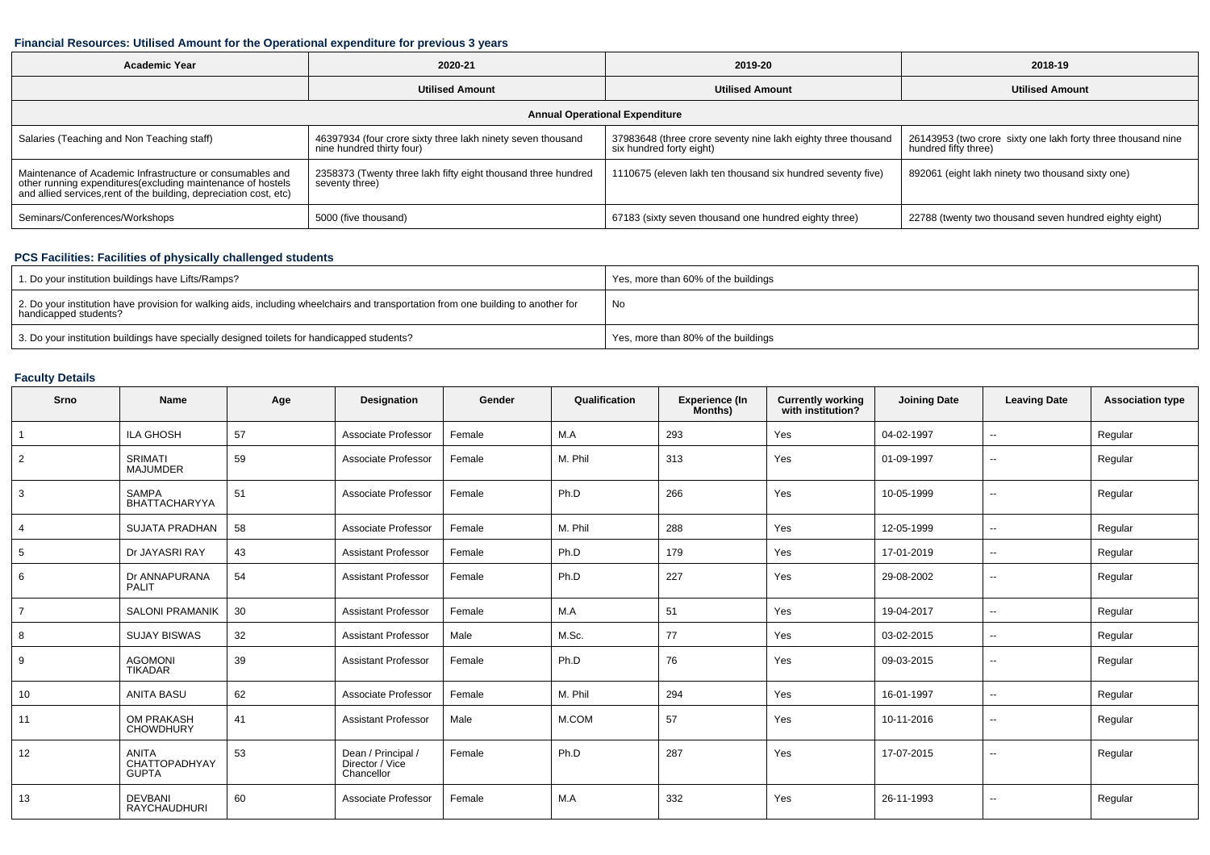### Financial Resources: Utilised Amount for the Operational expenditure for previous 3 years

| Academic Year | 2020-21 | 2019-20 | 2018-19 |
|---|---|---|---|
| | Utilised Amount | Utilised Amount | Utilised Amount |
| Annual Operational Expenditure | | | |
| Salaries (Teaching and Non Teaching staff) | 46397934 (four crore sixty three lakh ninety seven thousand nine hundred thirty four) | 37983648 (three crore seventy nine lakh eighty three thousand six hundred forty eight) | 26143953 (two crore sixty one lakh forty three thousand nine hundred fifty three) |
| Maintenance of Academic Infrastructure or consumables and other running expenditures(excluding maintenance of hostels and allied services,rent of the building, depreciation cost, etc) | 2358373 (Twenty three lakh fifty eight thousand three hundred seventy three) | 1110675 (eleven lakh ten thousand six hundred seventy five) | 892061 (eight lakh ninety two thousand sixty one) |
| Seminars/Conferences/Workshops | 5000 (five thousand) | 67183 (sixty seven thousand one hundred eighty three) | 22788 (twenty two thousand seven hundred eighty eight) |

### PCS Facilities: Facilities of physically challenged students

| | |
|---|---|
| 1. Do your institution buildings have Lifts/Ramps? | Yes, more than 60% of the buildings |
| 2. Do your institution have provision for walking aids, including wheelchairs and transportation from one building to another for handicapped students? | No |
| 3. Do your institution buildings have specially designed toilets for handicapped students? | Yes, more than 80% of the buildings |

### Faculty Details

| Srno | Name | Age | Designation | Gender | Qualification | Experience (In Months) | Currently working with institution? | Joining Date | Leaving Date | Association type |
|---|---|---|---|---|---|---|---|---|---|---|
| 1 | ILA GHOSH | 57 | Associate Professor | Female | M.A | 293 | Yes | 04-02-1997 | -- | Regular |
| 2 | SRIMATI MAJUMDER | 59 | Associate Professor | Female | M. Phil | 313 | Yes | 01-09-1997 | -- | Regular |
| 3 | SAMPA BHATTACHARYYA | 51 | Associate Professor | Female | Ph.D | 266 | Yes | 10-05-1999 | -- | Regular |
| 4 | SUJATA PRADHAN | 58 | Associate Professor | Female | M. Phil | 288 | Yes | 12-05-1999 | -- | Regular |
| 5 | Dr JAYASRI RAY | 43 | Assistant Professor | Female | Ph.D | 179 | Yes | 17-01-2019 | -- | Regular |
| 6 | Dr ANNAPURANA PALIT | 54 | Assistant Professor | Female | Ph.D | 227 | Yes | 29-08-2002 | -- | Regular |
| 7 | SALONI PRAMANIK | 30 | Assistant Professor | Female | M.A | 51 | Yes | 19-04-2017 | -- | Regular |
| 8 | SUJAY BISWAS | 32 | Assistant Professor | Male | M.Sc. | 77 | Yes | 03-02-2015 | -- | Regular |
| 9 | AGOMONI TIKADAR | 39 | Assistant Professor | Female | Ph.D | 76 | Yes | 09-03-2015 | -- | Regular |
| 10 | ANITA BASU | 62 | Associate Professor | Female | M. Phil | 294 | Yes | 16-01-1997 | -- | Regular |
| 11 | OM PRAKASH CHOWDHURY | 41 | Assistant Professor | Male | M.COM | 57 | Yes | 10-11-2016 | -- | Regular |
| 12 | ANITA CHATTOPADHYAY GUPTA | 53 | Dean / Principal / Director / Vice Chancellor | Female | Ph.D | 287 | Yes | 17-07-2015 | -- | Regular |
| 13 | DEVBANI RAYCHAUDHURI | 60 | Associate Professor | Female | M.A | 332 | Yes | 26-11-1993 | -- | Regular |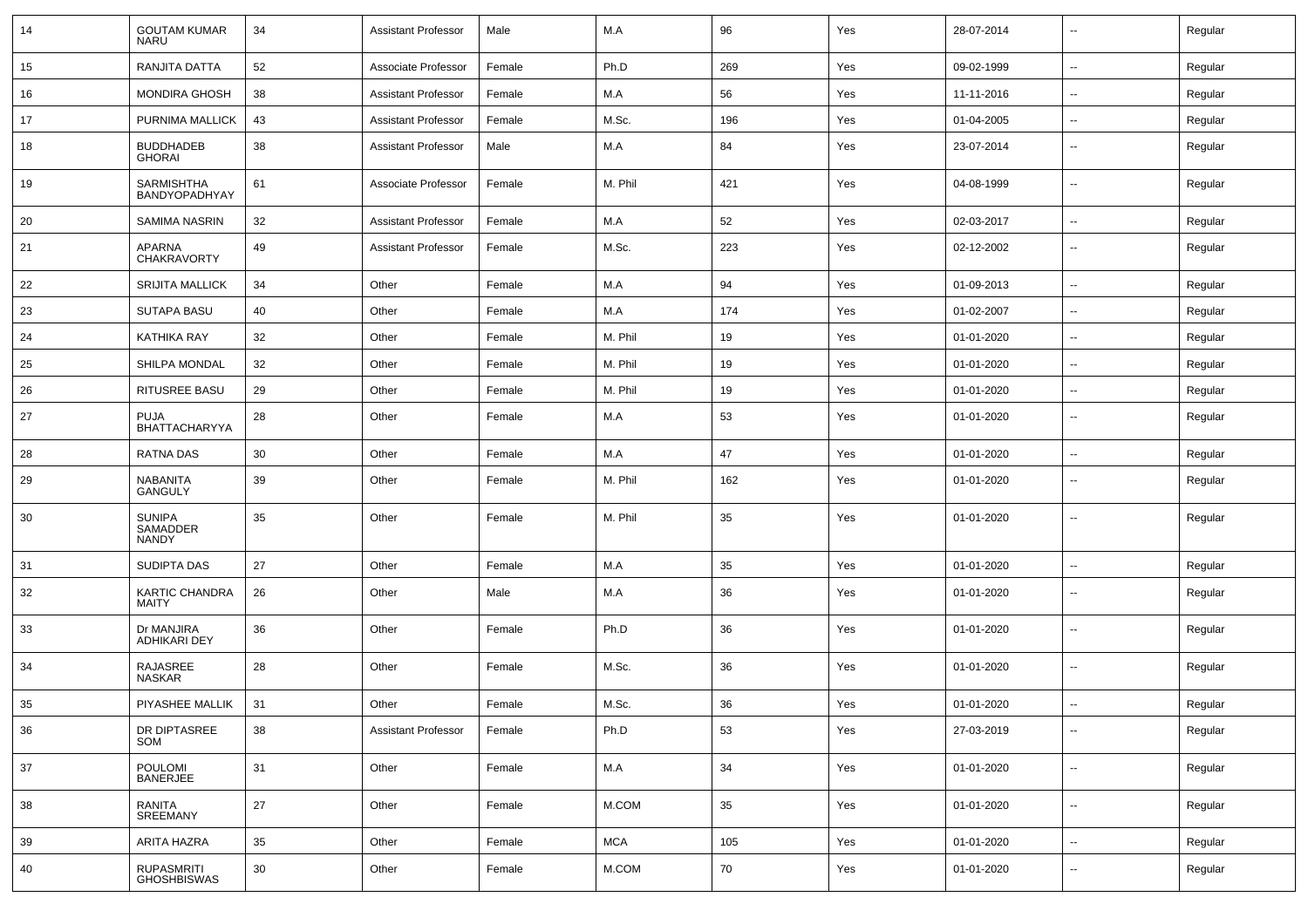| 14 | GOUTAM KUMAR NARU | 34 | Assistant Professor | Male | M.A | 96 | Yes | 28-07-2014 | -- | Regular |
|---|---|---|---|---|---|---|---|---|---|---|
| 15 | RANJITA DATTA | 52 | Associate Professor | Female | Ph.D | 269 | Yes | 09-02-1999 | -- | Regular |
| 16 | MONDIRA GHOSH | 38 | Assistant Professor | Female | M.A | 56 | Yes | 11-11-2016 | -- | Regular |
| 17 | PURNIMA MALLICK | 43 | Assistant Professor | Female | M.Sc. | 196 | Yes | 01-04-2005 | -- | Regular |
| 18 | BUDDHADEB GHORAI | 38 | Assistant Professor | Male | M.A | 84 | Yes | 23-07-2014 | -- | Regular |
| 19 | SARMISHTHA BANDYOPADHYAY | 61 | Associate Professor | Female | M. Phil | 421 | Yes | 04-08-1999 | -- | Regular |
| 20 | SAMIMA NASRIN | 32 | Assistant Professor | Female | M.A | 52 | Yes | 02-03-2017 | -- | Regular |
| 21 | APARNA CHAKRAVORTY | 49 | Assistant Professor | Female | M.Sc. | 223 | Yes | 02-12-2002 | -- | Regular |
| 22 | SRIJITA MALLICK | 34 | Other | Female | M.A | 94 | Yes | 01-09-2013 | -- | Regular |
| 23 | SUTAPA BASU | 40 | Other | Female | M.A | 174 | Yes | 01-02-2007 | -- | Regular |
| 24 | KATHIKA RAY | 32 | Other | Female | M. Phil | 19 | Yes | 01-01-2020 | -- | Regular |
| 25 | SHILPA MONDAL | 32 | Other | Female | M. Phil | 19 | Yes | 01-01-2020 | -- | Regular |
| 26 | RITUSREE BASU | 29 | Other | Female | M. Phil | 19 | Yes | 01-01-2020 | -- | Regular |
| 27 | PUJA BHATTACHARYYA | 28 | Other | Female | M.A | 53 | Yes | 01-01-2020 | -- | Regular |
| 28 | RATNA DAS | 30 | Other | Female | M.A | 47 | Yes | 01-01-2020 | -- | Regular |
| 29 | NABANITA GANGULY | 39 | Other | Female | M. Phil | 162 | Yes | 01-01-2020 | -- | Regular |
| 30 | SUNIPA SAMADDER NANDY | 35 | Other | Female | M. Phil | 35 | Yes | 01-01-2020 | -- | Regular |
| 31 | SUDIPTA DAS | 27 | Other | Female | M.A | 35 | Yes | 01-01-2020 | -- | Regular |
| 32 | KARTIC CHANDRA MAITY | 26 | Other | Male | M.A | 36 | Yes | 01-01-2020 | -- | Regular |
| 33 | Dr MANJIRA ADHIKARI DEY | 36 | Other | Female | Ph.D | 36 | Yes | 01-01-2020 | -- | Regular |
| 34 | RAJASREE NASKAR | 28 | Other | Female | M.Sc. | 36 | Yes | 01-01-2020 | -- | Regular |
| 35 | PIYASHEE MALLIK | 31 | Other | Female | M.Sc. | 36 | Yes | 01-01-2020 | -- | Regular |
| 36 | DR DIPTASREE SOM | 38 | Assistant Professor | Female | Ph.D | 53 | Yes | 27-03-2019 | -- | Regular |
| 37 | POULOMI BANERJEE | 31 | Other | Female | M.A | 34 | Yes | 01-01-2020 | -- | Regular |
| 38 | RANITA SREEMANY | 27 | Other | Female | M.COM | 35 | Yes | 01-01-2020 | -- | Regular |
| 39 | ARITA HAZRA | 35 | Other | Female | MCA | 105 | Yes | 01-01-2020 | -- | Regular |
| 40 | RUPASMRITI GHOSHBISWAS | 30 | Other | Female | M.COM | 70 | Yes | 01-01-2020 | -- | Regular |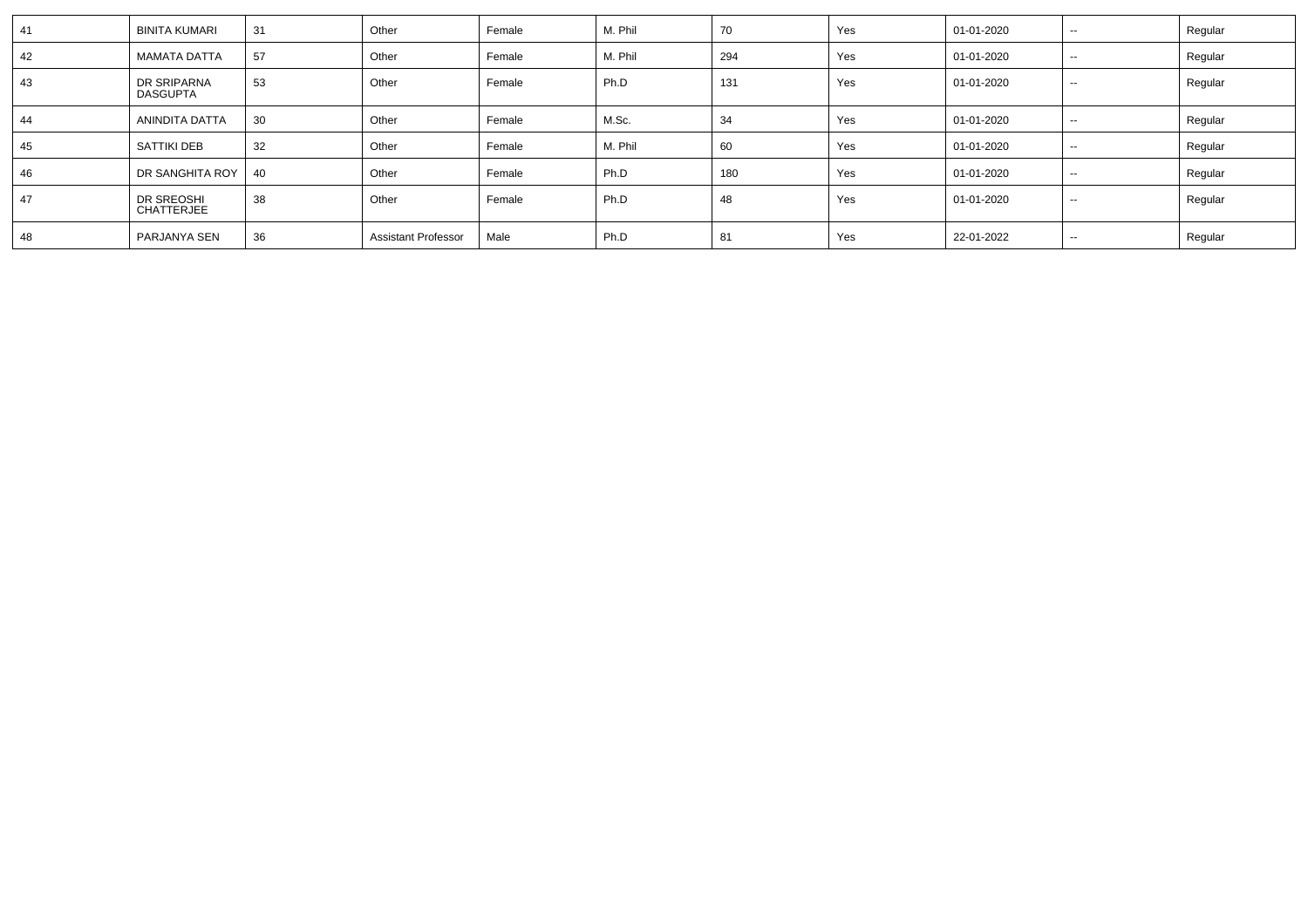| | | | | | | | | | | |
|---|---|---|---|---|---|---|---|---|---|---|
| 41 | BINITA KUMARI | 31 | Other | Female | M. Phil | 70 | Yes | 01-01-2020 | -- | Regular |
| 42 | MAMATA DATTA | 57 | Other | Female | M. Phil | 294 | Yes | 01-01-2020 | -- | Regular |
| 43 | DR SRIPARNA DASGUPTA | 53 | Other | Female | Ph.D | 131 | Yes | 01-01-2020 | -- | Regular |
| 44 | ANINDITA DATTA | 30 | Other | Female | M.Sc. | 34 | Yes | 01-01-2020 | -- | Regular |
| 45 | SATTIKI DEB | 32 | Other | Female | M. Phil | 60 | Yes | 01-01-2020 | -- | Regular |
| 46 | DR SANGHITA ROY | 40 | Other | Female | Ph.D | 180 | Yes | 01-01-2020 | -- | Regular |
| 47 | DR SREOSHI CHATTERJEE | 38 | Other | Female | Ph.D | 48 | Yes | 01-01-2020 | -- | Regular |
| 48 | PARJANYA SEN | 36 | Assistant Professor | Male | Ph.D | 81 | Yes | 22-01-2022 | -- | Regular |